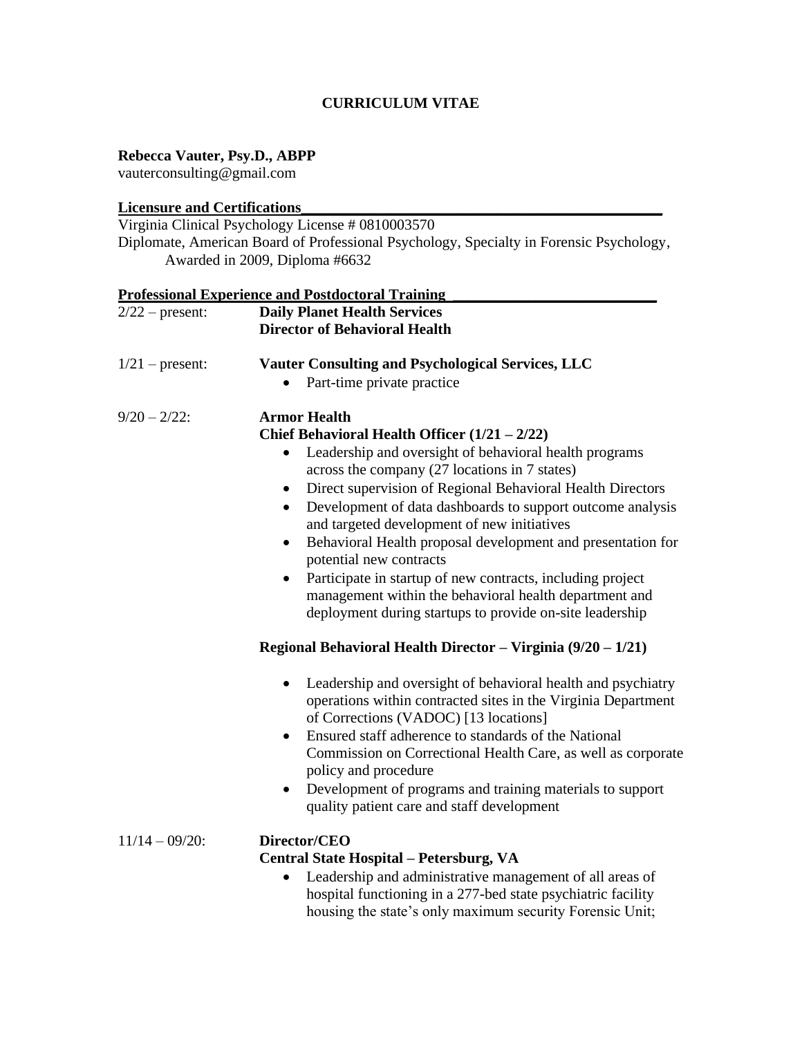# CURRICULUM VITAE

**Rebecca Vauter, Psy.D., ABPP**
vauterconsulting@gmail.com

## Licensure and Certifications

Virginia Clinical Psychology License # 0810003570
Diplomate, American Board of Professional Psychology, Specialty in Forensic Psychology, Awarded in 2009, Diploma #6632

## Professional Experience and Postdoctoral Training

**2/22 – present:** **Daily Planet Health Services**
**Director of Behavioral Health**

**1/21 – present:** **Vauter Consulting and Psychological Services, LLC**

- Part-time private practice

**9/20 – 2/22:** **Armor Health**

**Chief Behavioral Health Officer (1/21 – 2/22)**

- Leadership and oversight of behavioral health programs across the company (27 locations in 7 states)
- Direct supervision of Regional Behavioral Health Directors
- Development of data dashboards to support outcome analysis and targeted development of new initiatives
- Behavioral Health proposal development and presentation for potential new contracts
- Participate in startup of new contracts, including project management within the behavioral health department and deployment during startups to provide on-site leadership

**Regional Behavioral Health Director – Virginia (9/20 – 1/21)**

- Leadership and oversight of behavioral health and psychiatry operations within contracted sites in the Virginia Department of Corrections (VADOC) [13 locations]
- Ensured staff adherence to standards of the National Commission on Correctional Health Care, as well as corporate policy and procedure
- Development of programs and training materials to support quality patient care and staff development

**11/14 – 09/20:** **Director/CEO**
**Central State Hospital – Petersburg, VA**

- Leadership and administrative management of all areas of hospital functioning in a 277-bed state psychiatric facility housing the state's only maximum security Forensic Unit;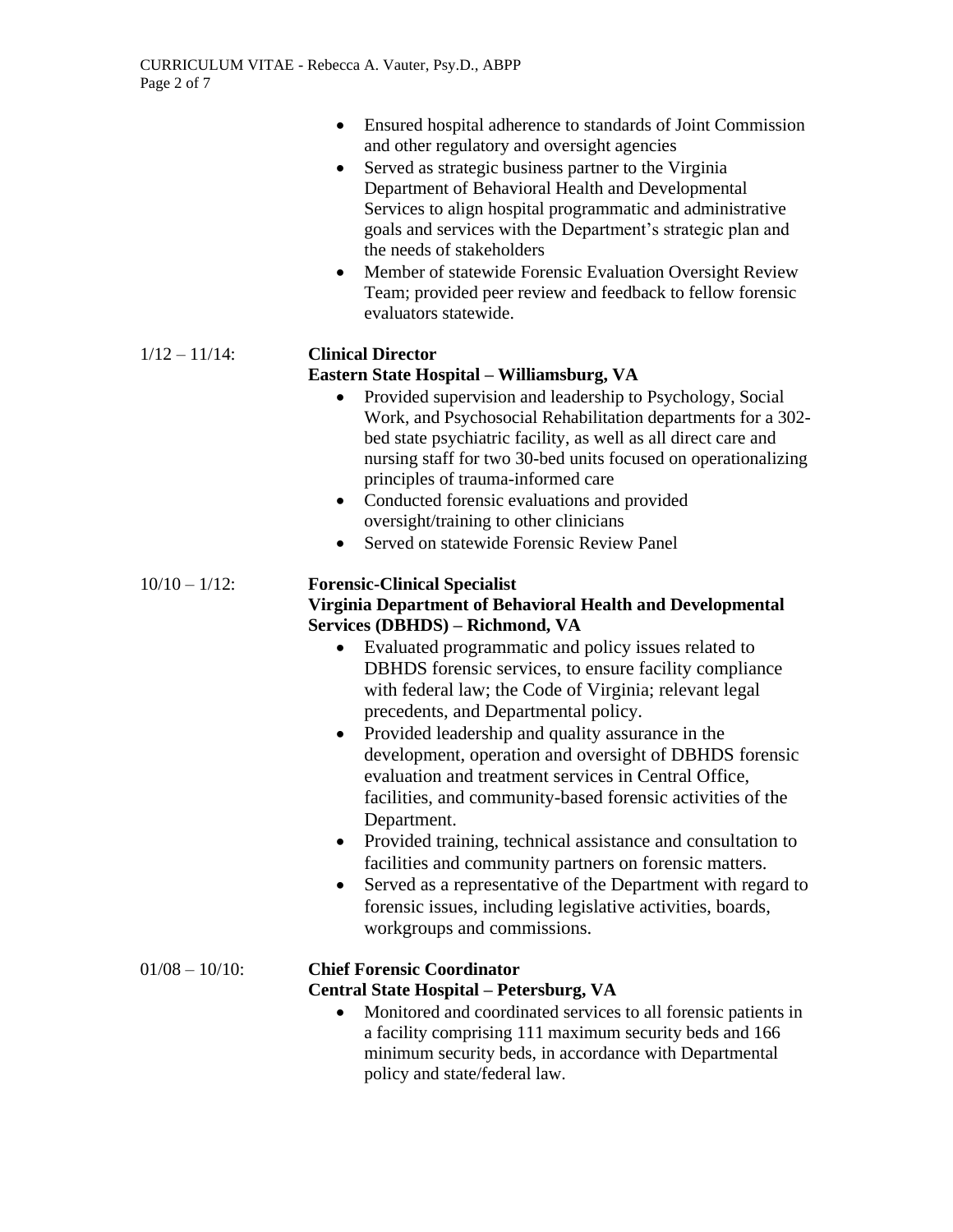- Ensured hospital adherence to standards of Joint Commission and other regulatory and oversight agencies
- Served as strategic business partner to the Virginia Department of Behavioral Health and Developmental Services to align hospital programmatic and administrative goals and services with the Department's strategic plan and the needs of stakeholders
- Member of statewide Forensic Evaluation Oversight Review Team; provided peer review and feedback to fellow forensic evaluators statewide.

1/12 – 11/14: **Clinical Director**
**Eastern State Hospital – Williamsburg, VA**

- Provided supervision and leadership to Psychology, Social Work, and Psychosocial Rehabilitation departments for a 302-bed state psychiatric facility, as well as all direct care and nursing staff for two 30-bed units focused on operationalizing principles of trauma-informed care
- Conducted forensic evaluations and provided oversight/training to other clinicians
- Served on statewide Forensic Review Panel

10/10 – 1/12: **Forensic-Clinical Specialist**
**Virginia Department of Behavioral Health and Developmental Services (DBHDS) – Richmond, VA**

- Evaluated programmatic and policy issues related to DBHDS forensic services, to ensure facility compliance with federal law; the Code of Virginia; relevant legal precedents, and Departmental policy.
- Provided leadership and quality assurance in the development, operation and oversight of DBHDS forensic evaluation and treatment services in Central Office, facilities, and community-based forensic activities of the Department.
- Provided training, technical assistance and consultation to facilities and community partners on forensic matters.
- Served as a representative of the Department with regard to forensic issues, including legislative activities, boards, workgroups and commissions.

01/08 – 10/10: **Chief Forensic Coordinator**
**Central State Hospital – Petersburg, VA**

- Monitored and coordinated services to all forensic patients in a facility comprising 111 maximum security beds and 166 minimum security beds, in accordance with Departmental policy and state/federal law.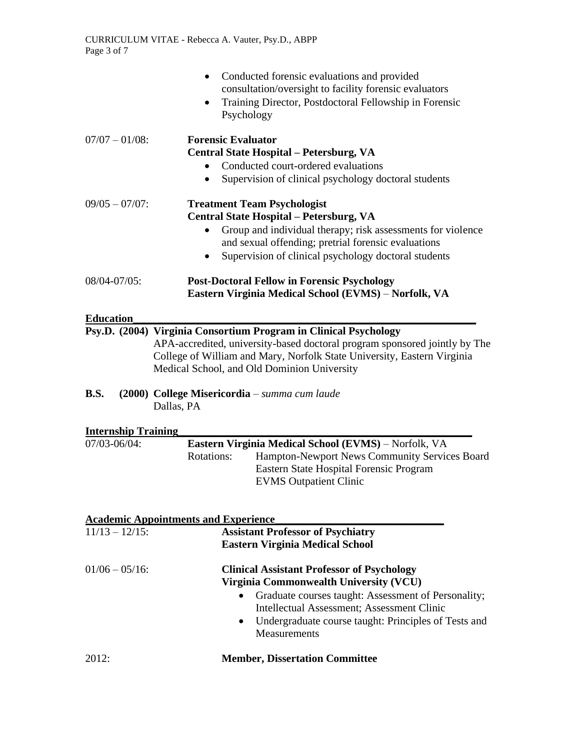- Conducted forensic evaluations and provided consultation/oversight to facility forensic evaluators
- Training Director, Postdoctoral Fellowship in Forensic Psychology

07/07 – 01/08: **Forensic Evaluator**
**Central State Hospital – Petersburg, VA**

- Conducted court-ordered evaluations
- Supervision of clinical psychology doctoral students

09/05 – 07/07: **Treatment Team Psychologist**
**Central State Hospital – Petersburg, VA**

- Group and individual therapy; risk assessments for violence and sexual offending; pretrial forensic evaluations
- Supervision of clinical psychology doctoral students

08/04-07/05: **Post-Doctoral Fellow in Forensic Psychology**
**Eastern Virginia Medical School (EVMS) – Norfolk, VA**

## Education

**Psy.D. (2004) Virginia Consortium Program in Clinical Psychology**
APA-accredited, university-based doctoral program sponsored jointly by The College of William and Mary, Norfolk State University, Eastern Virginia Medical School, and Old Dominion University

**B.S. (2000) College Misericordia** – *summa cum laude*
Dallas, PA

## Internship Training

07/03-06/04: **Eastern Virginia Medical School (EVMS)** – Norfolk, VA
Rotations: Hampton-Newport News Community Services Board
Eastern State Hospital Forensic Program
EVMS Outpatient Clinic

## Academic Appointments and Experience

11/13 – 12/15: **Assistant Professor of Psychiatry**
**Eastern Virginia Medical School**

01/06 – 05/16: **Clinical Assistant Professor of Psychology**
**Virginia Commonwealth University (VCU)**

- Graduate courses taught: Assessment of Personality; Intellectual Assessment; Assessment Clinic
- Undergraduate course taught: Principles of Tests and Measurements

2012: **Member, Dissertation Committee**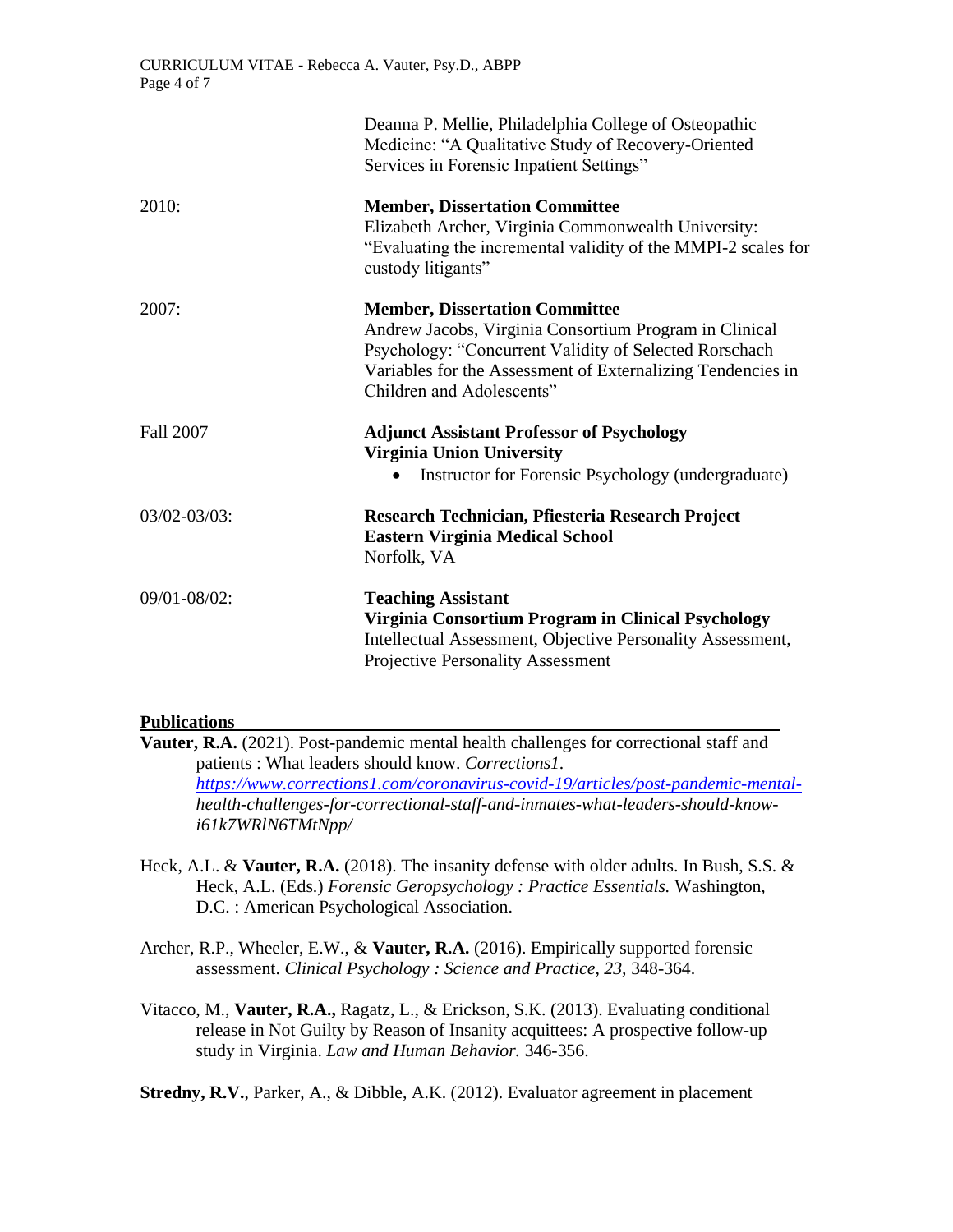| | |
|---|---|
| | Deanna P. Mellie, Philadelphia College of Osteopathic Medicine: "A Qualitative Study of Recovery-Oriented Services in Forensic Inpatient Settings" |
| 2010: | **Member, Dissertation Committee**<br>Elizabeth Archer, Virginia Commonwealth University: "Evaluating the incremental validity of the MMPI-2 scales for custody litigants" |
| 2007: | **Member, Dissertation Committee**<br>Andrew Jacobs, Virginia Consortium Program in Clinical Psychology: "Concurrent Validity of Selected Rorschach Variables for the Assessment of Externalizing Tendencies in Children and Adolescents" |
| Fall 2007 | **Adjunct Assistant Professor of Psychology**<br>**Virginia Union University**<br>• Instructor for Forensic Psychology (undergraduate) |
| 03/02-03/03: | **Research Technician, Pfiesteria Research Project**<br>**Eastern Virginia Medical School**<br>Norfolk, VA |
| 09/01-08/02: | **Teaching Assistant**<br>**Virginia Consortium Program in Clinical Psychology**<br>Intellectual Assessment, Objective Personality Assessment, Projective Personality Assessment |

## Publications

**Vauter, R.A.** (2021). Post-pandemic mental health challenges for correctional staff and patients : What leaders should know. *Corrections1*. *https://www.corrections1.com/coronavirus-covid-19/articles/post-pandemic-mental-health-challenges-for-correctional-staff-and-inmates-what-leaders-should-know-i61k7WRlN6TMtNpp/*

Heck, A.L. & **Vauter, R.A.** (2018). The insanity defense with older adults. In Bush, S.S. & Heck, A.L. (Eds.) *Forensic Geropsychology : Practice Essentials.* Washington, D.C. : American Psychological Association.

Archer, R.P., Wheeler, E.W., & **Vauter, R.A.** (2016). Empirically supported forensic assessment. *Clinical Psychology : Science and Practice, 23,* 348-364.

Vitacco, M., **Vauter, R.A.,** Ragatz, L., & Erickson, S.K. (2013). Evaluating conditional release in Not Guilty by Reason of Insanity acquittees: A prospective follow-up study in Virginia. *Law and Human Behavior.* 346-356.

**Stredny, R.V.**, Parker, A., & Dibble, A.K. (2012). Evaluator agreement in placement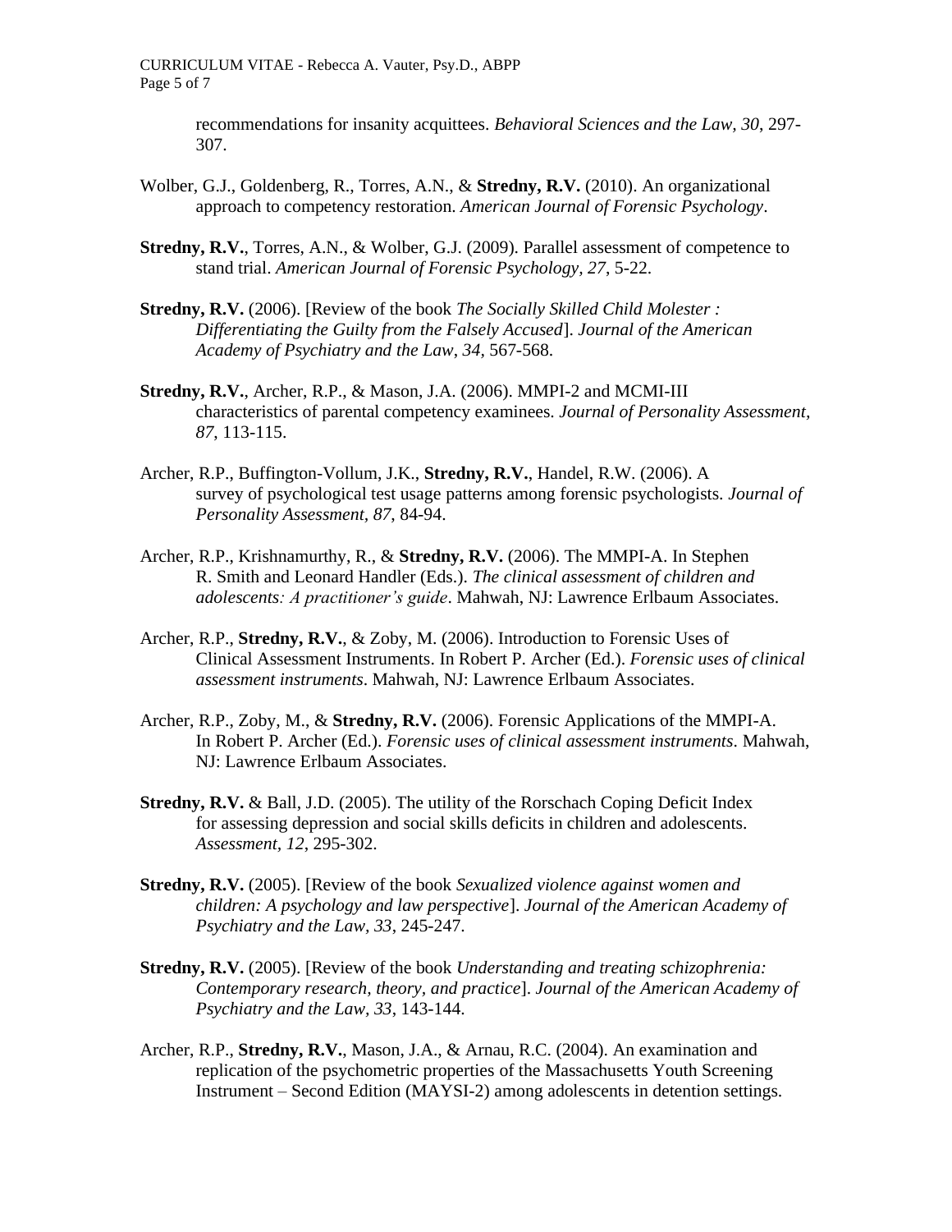recommendations for insanity acquittees. *Behavioral Sciences and the Law*, *30*, 297-307.

Wolber, G.J., Goldenberg, R., Torres, A.N., & **Stredny, R.V.** (2010). An organizational approach to competency restoration. *American Journal of Forensic Psychology*.

**Stredny, R.V.**, Torres, A.N., & Wolber, G.J. (2009). Parallel assessment of competence to stand trial. *American Journal of Forensic Psychology, 27*, 5-22.

**Stredny, R.V.** (2006). [Review of the book *The Socially Skilled Child Molester : Differentiating the Guilty from the Falsely Accused*]. *Journal of the American Academy of Psychiatry and the Law*, *34*, 567-568.

**Stredny, R.V.**, Archer, R.P., & Mason, J.A. (2006). MMPI-2 and MCMI-III characteristics of parental competency examinees. *Journal of Personality Assessment, 87*, 113-115.

Archer, R.P., Buffington-Vollum, J.K., **Stredny, R.V.**, Handel, R.W. (2006). A survey of psychological test usage patterns among forensic psychologists. *Journal of Personality Assessment, 87*, 84-94.

Archer, R.P., Krishnamurthy, R., & **Stredny, R.V.** (2006). The MMPI-A. In Stephen R. Smith and Leonard Handler (Eds.). *The clinical assessment of children and adolescents: A practitioner's guide*. Mahwah, NJ: Lawrence Erlbaum Associates.

Archer, R.P., **Stredny, R.V.**, & Zoby, M. (2006). Introduction to Forensic Uses of Clinical Assessment Instruments. In Robert P. Archer (Ed.). *Forensic uses of clinical assessment instruments*. Mahwah, NJ: Lawrence Erlbaum Associates.

Archer, R.P., Zoby, M., & **Stredny, R.V.** (2006). Forensic Applications of the MMPI-A. In Robert P. Archer (Ed.). *Forensic uses of clinical assessment instruments*. Mahwah, NJ: Lawrence Erlbaum Associates.

**Stredny, R.V.** & Ball, J.D. (2005). The utility of the Rorschach Coping Deficit Index for assessing depression and social skills deficits in children and adolescents. *Assessment*, *12*, 295-302.

**Stredny, R.V.** (2005). [Review of the book *Sexualized violence against women and children: A psychology and law perspective*]. *Journal of the American Academy of Psychiatry and the Law, 33*, 245-247.

**Stredny, R.V.** (2005). [Review of the book *Understanding and treating schizophrenia: Contemporary research, theory, and practice*]. *Journal of the American Academy of Psychiatry and the Law, 33*, 143-144.

Archer, R.P., **Stredny, R.V.**, Mason, J.A., & Arnau, R.C. (2004). An examination and replication of the psychometric properties of the Massachusetts Youth Screening Instrument – Second Edition (MAYSI-2) among adolescents in detention settings.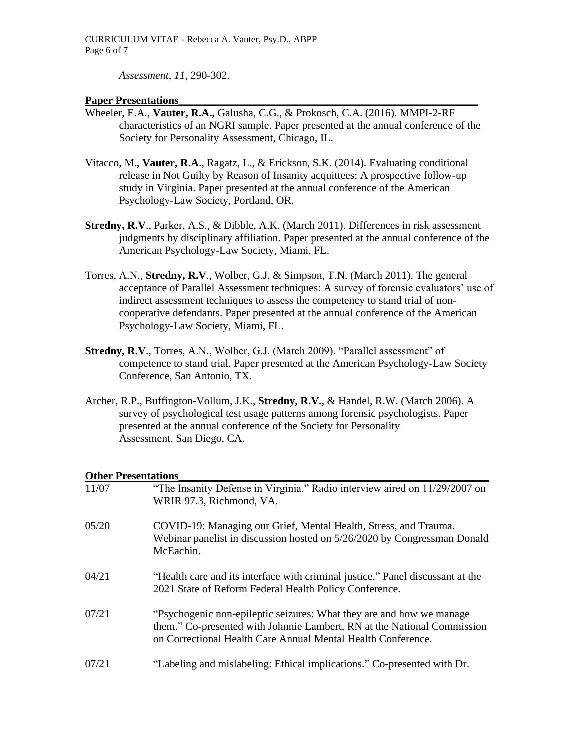*Assessment, 11*, 290-302.

## Paper Presentations

Wheeler, E.A., **Vauter, R.A.,** Galusha, C.G., & Prokosch, C.A. (2016). MMPI-2-RF characteristics of an NGRI sample. Paper presented at the annual conference of the Society for Personality Assessment, Chicago, IL.

Vitacco, M., **Vauter, R.A**., Ragatz, L., & Erickson, S.K. (2014). Evaluating conditional release in Not Guilty by Reason of Insanity acquittees: A prospective follow-up study in Virginia. Paper presented at the annual conference of the American Psychology-Law Society, Portland, OR.

**Stredny, R.V**., Parker, A.S., & Dibble, A.K. (March 2011). Differences in risk assessment judgments by disciplinary affiliation. Paper presented at the annual conference of the American Psychology-Law Society, Miami, FL.

Torres, A.N., **Stredny, R.V**., Wolber, G.J, & Simpson, T.N. (March 2011). The general acceptance of Parallel Assessment techniques: A survey of forensic evaluators' use of indirect assessment techniques to assess the competency to stand trial of non-cooperative defendants. Paper presented at the annual conference of the American Psychology-Law Society, Miami, FL.

**Stredny, R.V**., Torres, A.N., Wolber, G.J. (March 2009). "Parallel assessment" of competence to stand trial. Paper presented at the American Psychology-Law Society Conference, San Antonio, TX.

Archer, R.P., Buffington-Vollum, J.K., **Stredny, R.V.**, & Handel, R.W. (March 2006). A survey of psychological test usage patterns among forensic psychologists. Paper presented at the annual conference of the Society for Personality Assessment. San Diego, CA.

## Other Presentations

11/07 "The Insanity Defense in Virginia." Radio interview aired on 11/29/2007 on WRIR 97.3, Richmond, VA.

05/20 COVID-19: Managing our Grief, Mental Health, Stress, and Trauma. Webinar panelist in discussion hosted on 5/26/2020 by Congressman Donald McEachin.

04/21 "Health care and its interface with criminal justice." Panel discussant at the 2021 State of Reform Federal Health Policy Conference.

07/21 "Psychogenic non-epileptic seizures: What they are and how we manage them." Co-presented with Johnnie Lambert, RN at the National Commission on Correctional Health Care Annual Mental Health Conference.

07/21 "Labeling and mislabeling: Ethical implications." Co-presented with Dr.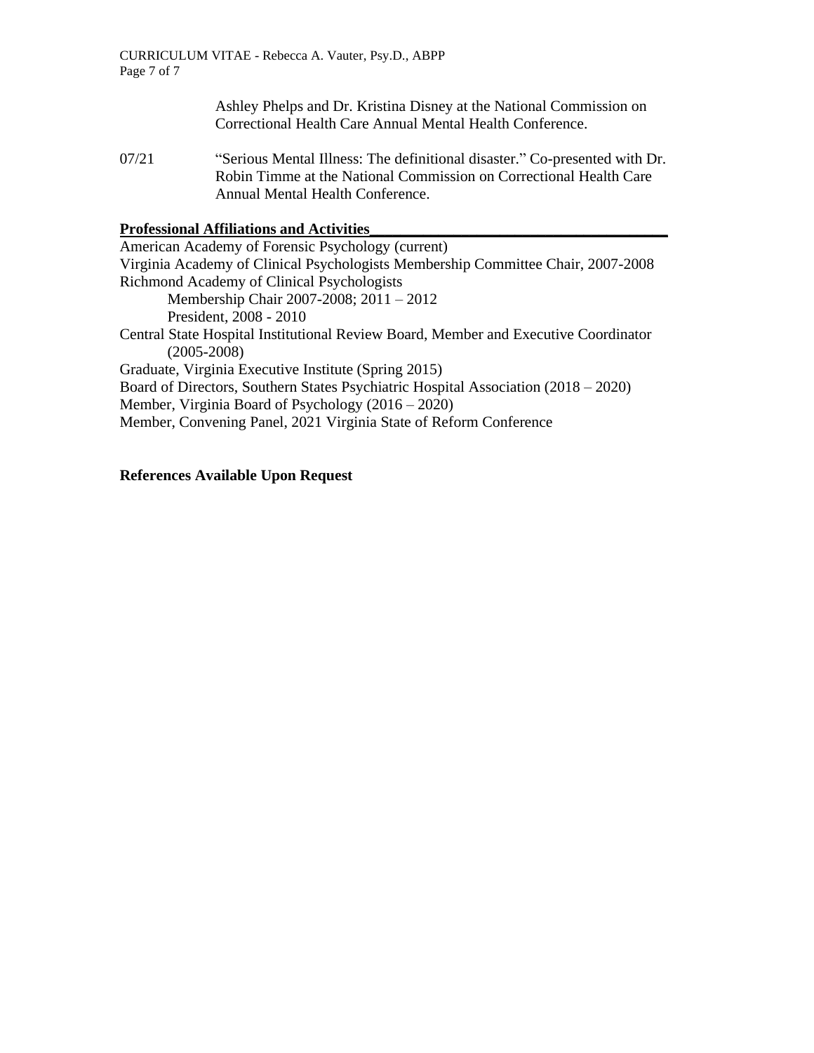Ashley Phelps and Dr. Kristina Disney at the National Commission on Correctional Health Care Annual Mental Health Conference.

07/21 "Serious Mental Illness: The definitional disaster." Co-presented with Dr. Robin Timme at the National Commission on Correctional Health Care Annual Mental Health Conference.

## Professional Affiliations and Activities

American Academy of Forensic Psychology (current)
Virginia Academy of Clinical Psychologists Membership Committee Chair, 2007-2008
Richmond Academy of Clinical Psychologists
- Membership Chair 2007-2008; 2011 – 2012
- President, 2008 - 2010

Central State Hospital Institutional Review Board, Member and Executive Coordinator (2005-2008)
Graduate, Virginia Executive Institute (Spring 2015)
Board of Directors, Southern States Psychiatric Hospital Association (2018 – 2020)
Member, Virginia Board of Psychology (2016 – 2020)
Member, Convening Panel, 2021 Virginia State of Reform Conference

**References Available Upon Request**